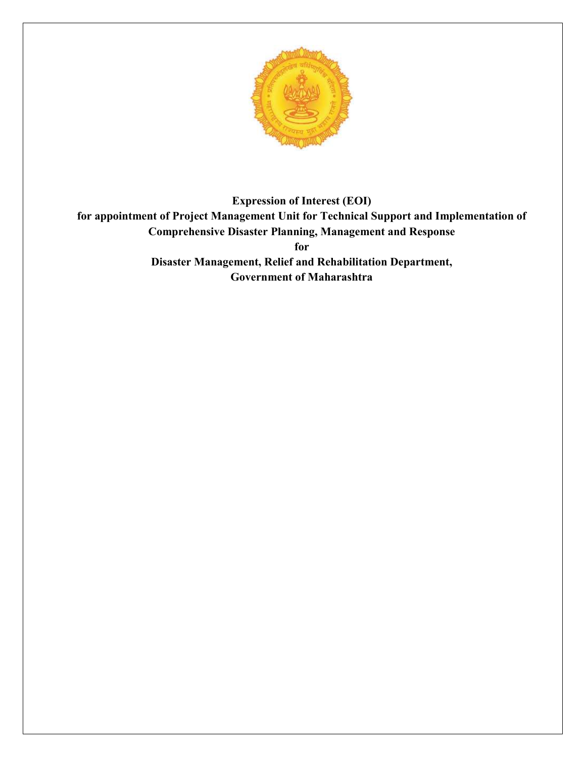**Expression of Interest (EOI)**

**for appointment of Project Management Unit for Technical Support and Implementation of Comprehensive Disaster Planning, Management and Response**

**for**

**Disaster Management, Relief and Rehabilitation Department, Government of Maharashtra**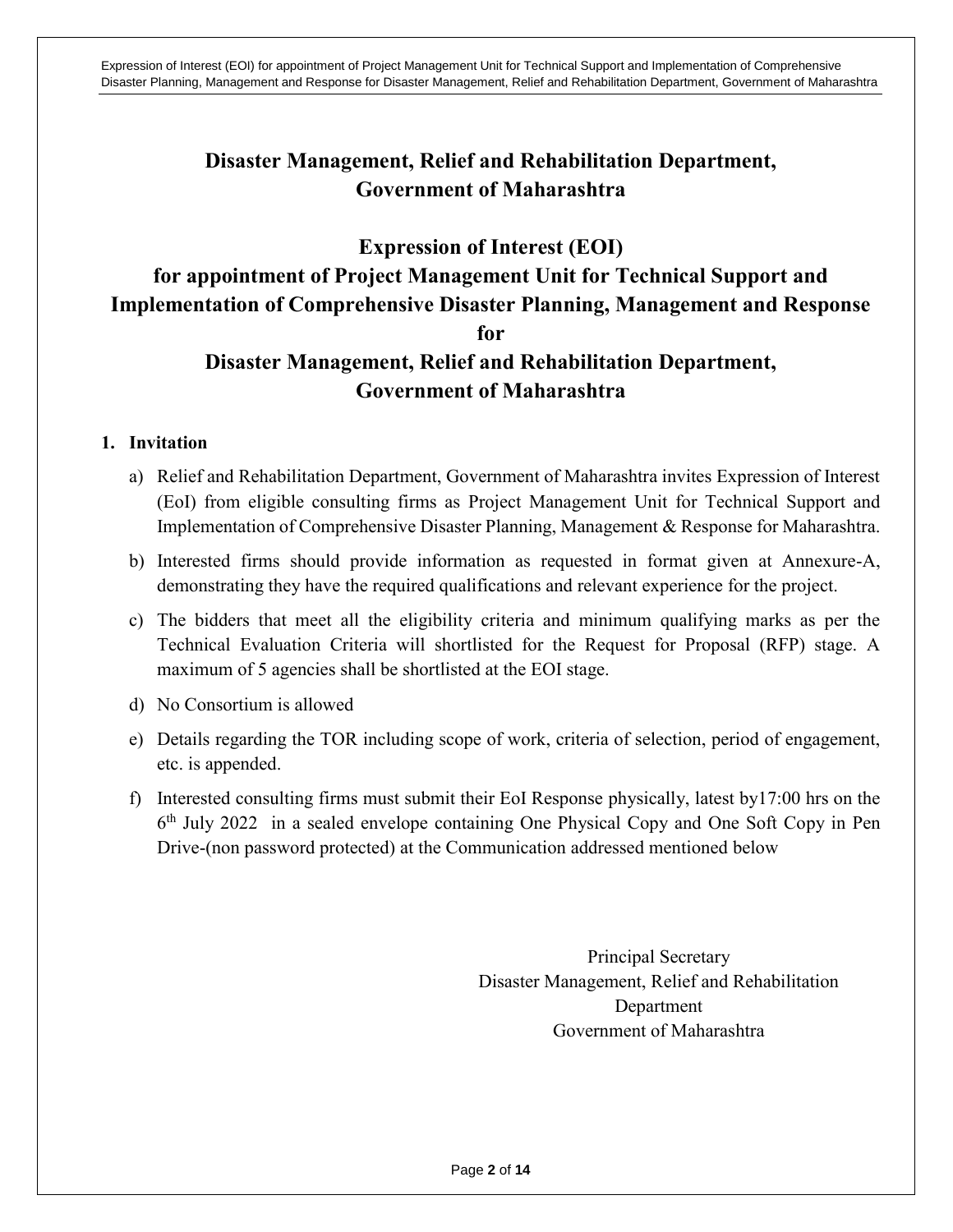# Disaster Management, Relief and Rehabilitation Department, Government of Maharashtra

# Expression of Interest (EOI) for appointment of Project Management Unit for Technical Support and Implementation of Comprehensive Disaster Planning, Management and Response for Disaster Management, Relief and Rehabilitation Department, Government of Maharashtra

## 1. Invitation

a) Relief and Rehabilitation Department, Government of Maharashtra invites Expression of Interest (EoI) from eligible consulting firms as Project Management Unit for Technical Support and Implementation of Comprehensive Disaster Planning, Management & Response for Maharashtra.

b) Interested firms should provide information as requested in format given at Annexure-A, demonstrating they have the required qualifications and relevant experience for the project.

c) The bidders that meet all the eligibility criteria and minimum qualifying marks as per the Technical Evaluation Criteria will shortlisted for the Request for Proposal (RFP) stage. A maximum of 5 agencies shall be shortlisted at the EOI stage.

d) No Consortium is allowed

e) Details regarding the TOR including scope of work, criteria of selection, period of engagement, etc. is appended.

f) Interested consulting firms must submit their EoI Response physically, latest by17:00 hrs on the 6th July 2022 in a sealed envelope containing One Physical Copy and One Soft Copy in Pen Drive-(non password protected) at the Communication addressed mentioned below

Principal Secretary
Disaster Management, Relief and Rehabilitation Department
Government of Maharashtra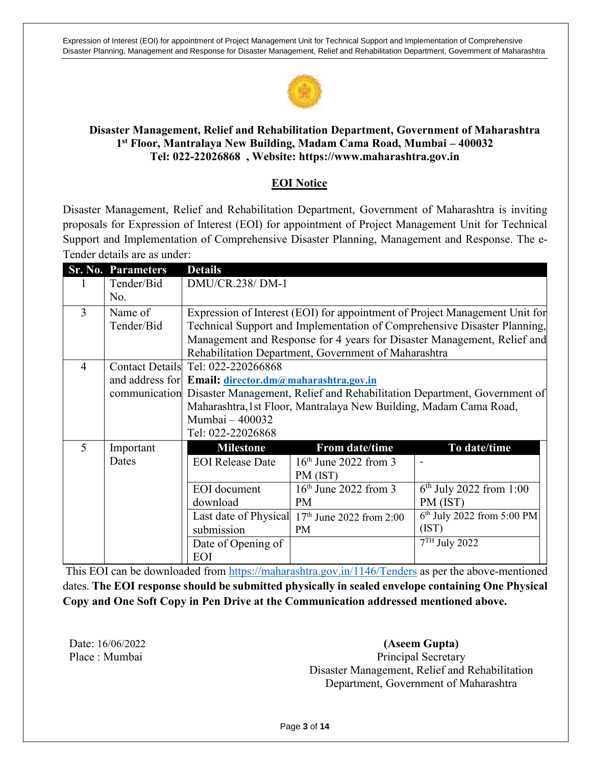**Disaster Management, Relief and Rehabilitation Department, Government of Maharashtra**
**1st Floor, Mantralaya New Building, Madam Cama Road, Mumbai – 400032**
**Tel: 022-22026868 , Website: https://www.maharashtra.gov.in**

## EOI Notice

Disaster Management, Relief and Rehabilitation Department, Government of Maharashtra is inviting proposals for Expression of Interest (EOI) for appointment of Project Management Unit for Technical Support and Implementation of Comprehensive Disaster Planning, Management and Response. The e-Tender details are as under:

| Sr. No. | Parameters | Details | | |
|---|---|---|---|---|
| 1 | Tender/Bid No. | DMU/CR.238/ DM-1 | | |
| 3 | Name of Tender/Bid | Expression of Interest (EOI) for appointment of Project Management Unit for Technical Support and Implementation of Comprehensive Disaster Planning, Management and Response for 4 years for Disaster Management, Relief and Rehabilitation Department, Government of Maharashtra | | |
| 4 | Contact Details and address for communication | Tel: 022-220266868<br>**Email: director.dm@maharashtra.gov.in**<br>Disaster Management, Relief and Rehabilitation Department, Government of Maharashtra,1st Floor, Mantralaya New Building, Madam Cama Road, Mumbai – 400032<br>Tel: 022-22026868 | | |
| 5 | Important Dates | **Milestone** | **From date/time** | **To date/time** |
| | | EOI Release Date | 16th June 2022 from 3 PM (IST) | - |
| | | EOI document download | 16th June 2022 from 3 PM | 6th July 2022 from 1:00 PM (IST) |
| | | Last date of Physical submission | 17th June 2022 from 2:00 PM | 6th July 2022 from 5:00 PM (IST) |
| | | Date of Opening of EOI | | 7TH July 2022 |

This EOI can be downloaded from https://maharashtra.gov.in/1146/Tenders as per the above-mentioned dates. **The EOI response should be submitted physically in sealed envelope containing One Physical Copy and One Soft Copy in Pen Drive at the Communication addressed mentioned above.**

Date: 16/06/2022
Place : Mumbai

**(Aseem Gupta)**
Principal Secretary
Disaster Management, Relief and Rehabilitation Department, Government of Maharashtra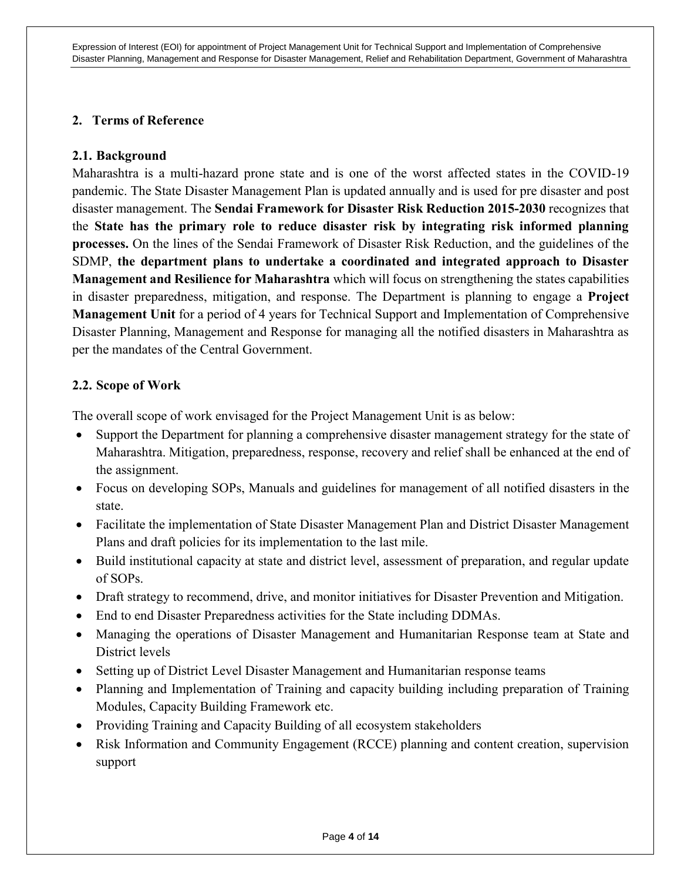## 2. Terms of Reference

### 2.1. Background

Maharashtra is a multi-hazard prone state and is one of the worst affected states in the COVID-19 pandemic. The State Disaster Management Plan is updated annually and is used for pre disaster and post disaster management. The **Sendai Framework for Disaster Risk Reduction 2015-2030** recognizes that the **State has the primary role to reduce disaster risk by integrating risk informed planning processes.** On the lines of the Sendai Framework of Disaster Risk Reduction, and the guidelines of the SDMP, **the department plans to undertake a coordinated and integrated approach to Disaster Management and Resilience for Maharashtra** which will focus on strengthening the states capabilities in disaster preparedness, mitigation, and response. The Department is planning to engage a **Project Management Unit** for a period of 4 years for Technical Support and Implementation of Comprehensive Disaster Planning, Management and Response for managing all the notified disasters in Maharashtra as per the mandates of the Central Government.

### 2.2. Scope of Work

The overall scope of work envisaged for the Project Management Unit is as below:

- Support the Department for planning a comprehensive disaster management strategy for the state of Maharashtra. Mitigation, preparedness, response, recovery and relief shall be enhanced at the end of the assignment.
- Focus on developing SOPs, Manuals and guidelines for management of all notified disasters in the state.
- Facilitate the implementation of State Disaster Management Plan and District Disaster Management Plans and draft policies for its implementation to the last mile.
- Build institutional capacity at state and district level, assessment of preparation, and regular update of SOPs.
- Draft strategy to recommend, drive, and monitor initiatives for Disaster Prevention and Mitigation.
- End to end Disaster Preparedness activities for the State including DDMAs.
- Managing the operations of Disaster Management and Humanitarian Response team at State and District levels
- Setting up of District Level Disaster Management and Humanitarian response teams
- Planning and Implementation of Training and capacity building including preparation of Training Modules, Capacity Building Framework etc.
- Providing Training and Capacity Building of all ecosystem stakeholders
- Risk Information and Community Engagement (RCCE) planning and content creation, supervision support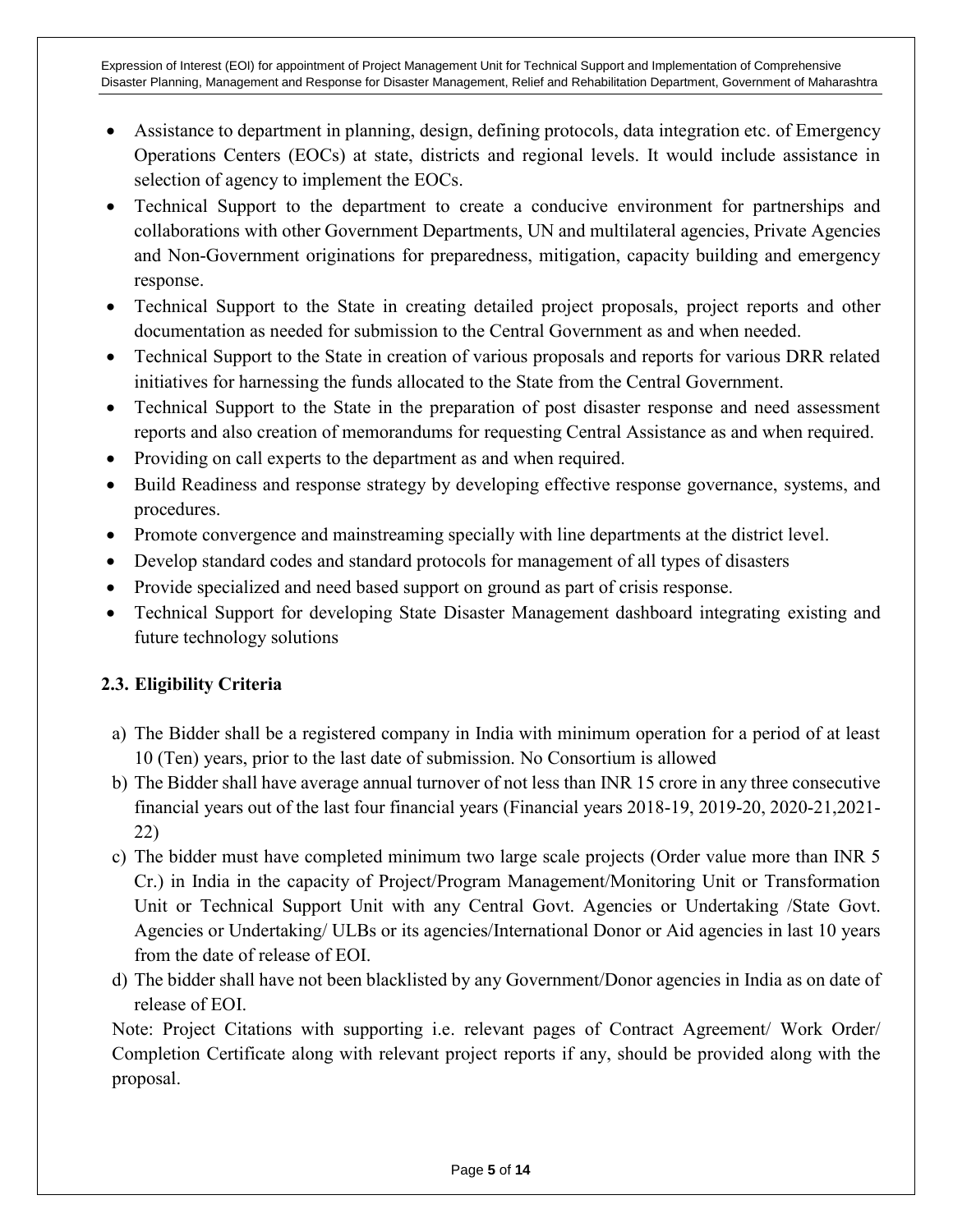- Assistance to department in planning, design, defining protocols, data integration etc. of Emergency Operations Centers (EOCs) at state, districts and regional levels. It would include assistance in selection of agency to implement the EOCs.
- Technical Support to the department to create a conducive environment for partnerships and collaborations with other Government Departments, UN and multilateral agencies, Private Agencies and Non-Government originations for preparedness, mitigation, capacity building and emergency response.
- Technical Support to the State in creating detailed project proposals, project reports and other documentation as needed for submission to the Central Government as and when needed.
- Technical Support to the State in creation of various proposals and reports for various DRR related initiatives for harnessing the funds allocated to the State from the Central Government.
- Technical Support to the State in the preparation of post disaster response and need assessment reports and also creation of memorandums for requesting Central Assistance as and when required.
- Providing on call experts to the department as and when required.
- Build Readiness and response strategy by developing effective response governance, systems, and procedures.
- Promote convergence and mainstreaming specially with line departments at the district level.
- Develop standard codes and standard protocols for management of all types of disasters
- Provide specialized and need based support on ground as part of crisis response.
- Technical Support for developing State Disaster Management dashboard integrating existing and future technology solutions

### 2.3. Eligibility Criteria

a) The Bidder shall be a registered company in India with minimum operation for a period of at least 10 (Ten) years, prior to the last date of submission. No Consortium is allowed

b) The Bidder shall have average annual turnover of not less than INR 15 crore in any three consecutive financial years out of the last four financial years (Financial years 2018-19, 2019-20, 2020-21,2021-22)

c) The bidder must have completed minimum two large scale projects (Order value more than INR 5 Cr.) in India in the capacity of Project/Program Management/Monitoring Unit or Transformation Unit or Technical Support Unit with any Central Govt. Agencies or Undertaking /State Govt. Agencies or Undertaking/ ULBs or its agencies/International Donor or Aid agencies in last 10 years from the date of release of EOI.

d) The bidder shall have not been blacklisted by any Government/Donor agencies in India as on date of release of EOI.

Note: Project Citations with supporting i.e. relevant pages of Contract Agreement/ Work Order/ Completion Certificate along with relevant project reports if any, should be provided along with the proposal.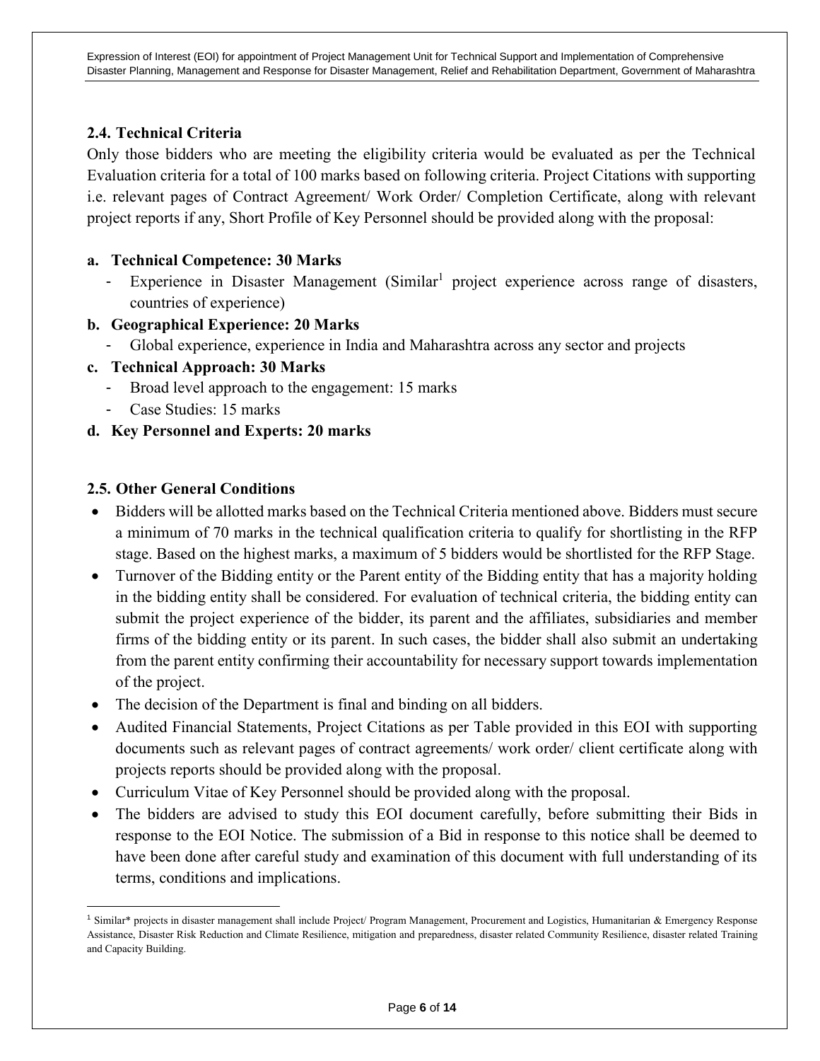## 2.4. Technical Criteria

Only those bidders who are meeting the eligibility criteria would be evaluated as per the Technical Evaluation criteria for a total of 100 marks based on following criteria. Project Citations with supporting i.e. relevant pages of Contract Agreement/ Work Order/ Completion Certificate, along with relevant project reports if any, Short Profile of Key Personnel should be provided along with the proposal:

**a. Technical Competence: 30 Marks**

- Experience in Disaster Management (Similar[1] project experience across range of disasters, countries of experience)

**b. Geographical Experience: 20 Marks**

- Global experience, experience in India and Maharashtra across any sector and projects

**c. Technical Approach: 30 Marks**

- Broad level approach to the engagement: 15 marks
- Case Studies: 15 marks

**d. Key Personnel and Experts: 20 marks**

## 2.5. Other General Conditions

- Bidders will be allotted marks based on the Technical Criteria mentioned above. Bidders must secure a minimum of 70 marks in the technical qualification criteria to qualify for shortlisting in the RFP stage. Based on the highest marks, a maximum of 5 bidders would be shortlisted for the RFP Stage.
- Turnover of the Bidding entity or the Parent entity of the Bidding entity that has a majority holding in the bidding entity shall be considered. For evaluation of technical criteria, the bidding entity can submit the project experience of the bidder, its parent and the affiliates, subsidiaries and member firms of the bidding entity or its parent. In such cases, the bidder shall also submit an undertaking from the parent entity confirming their accountability for necessary support towards implementation of the project.
- The decision of the Department is final and binding on all bidders.
- Audited Financial Statements, Project Citations as per Table provided in this EOI with supporting documents such as relevant pages of contract agreements/ work order/ client certificate along with projects reports should be provided along with the proposal.
- Curriculum Vitae of Key Personnel should be provided along with the proposal.
- The bidders are advised to study this EOI document carefully, before submitting their Bids in response to the EOI Notice. The submission of a Bid in response to this notice shall be deemed to have been done after careful study and examination of this document with full understanding of its terms, conditions and implications.

---

[1] Similar* projects in disaster management shall include Project/ Program Management, Procurement and Logistics, Humanitarian & Emergency Response Assistance, Disaster Risk Reduction and Climate Resilience, mitigation and preparedness, disaster related Community Resilience, disaster related Training and Capacity Building.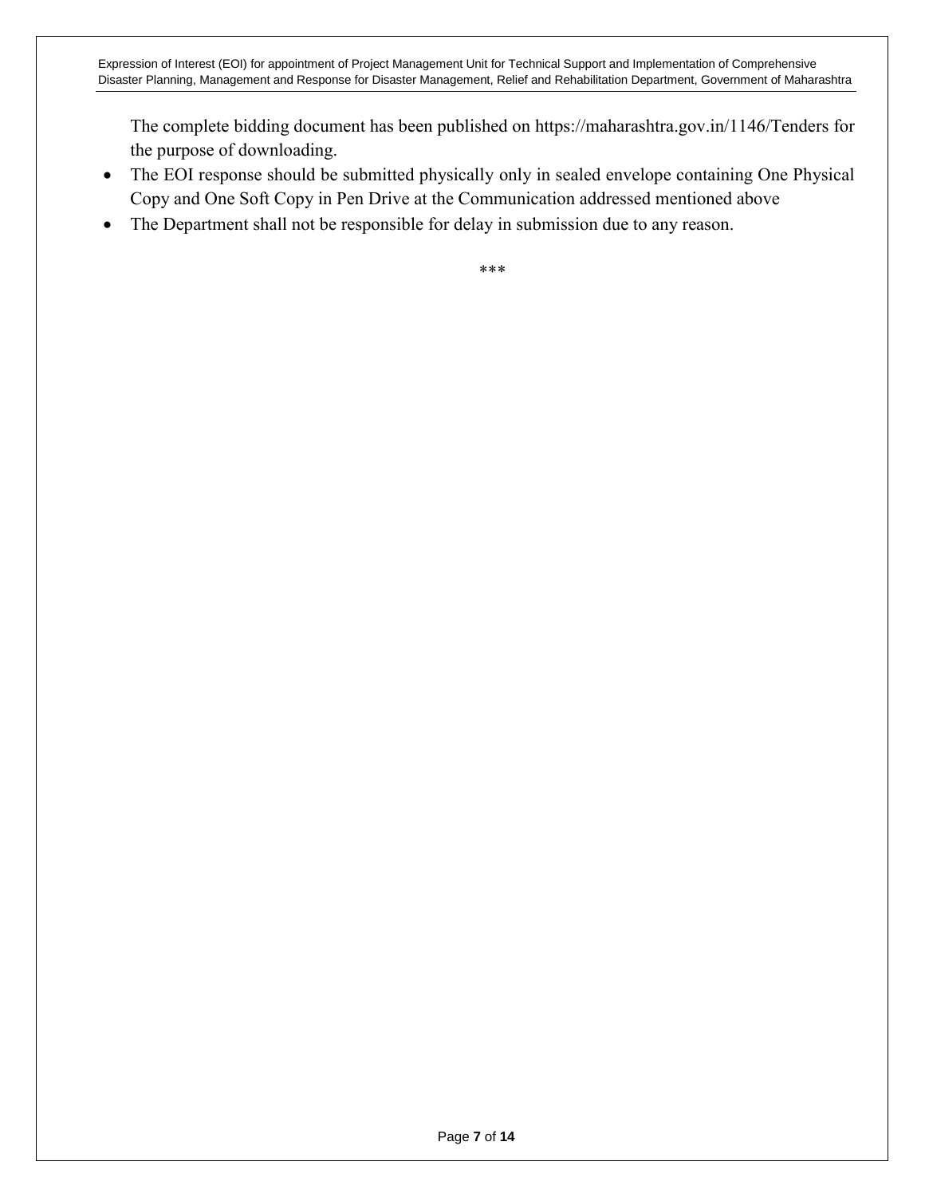The complete bidding document has been published on https://maharashtra.gov.in/1146/Tenders for the purpose of downloading.

- The EOI response should be submitted physically only in sealed envelope containing One Physical Copy and One Soft Copy in Pen Drive at the Communication addressed mentioned above
- The Department shall not be responsible for delay in submission due to any reason.

***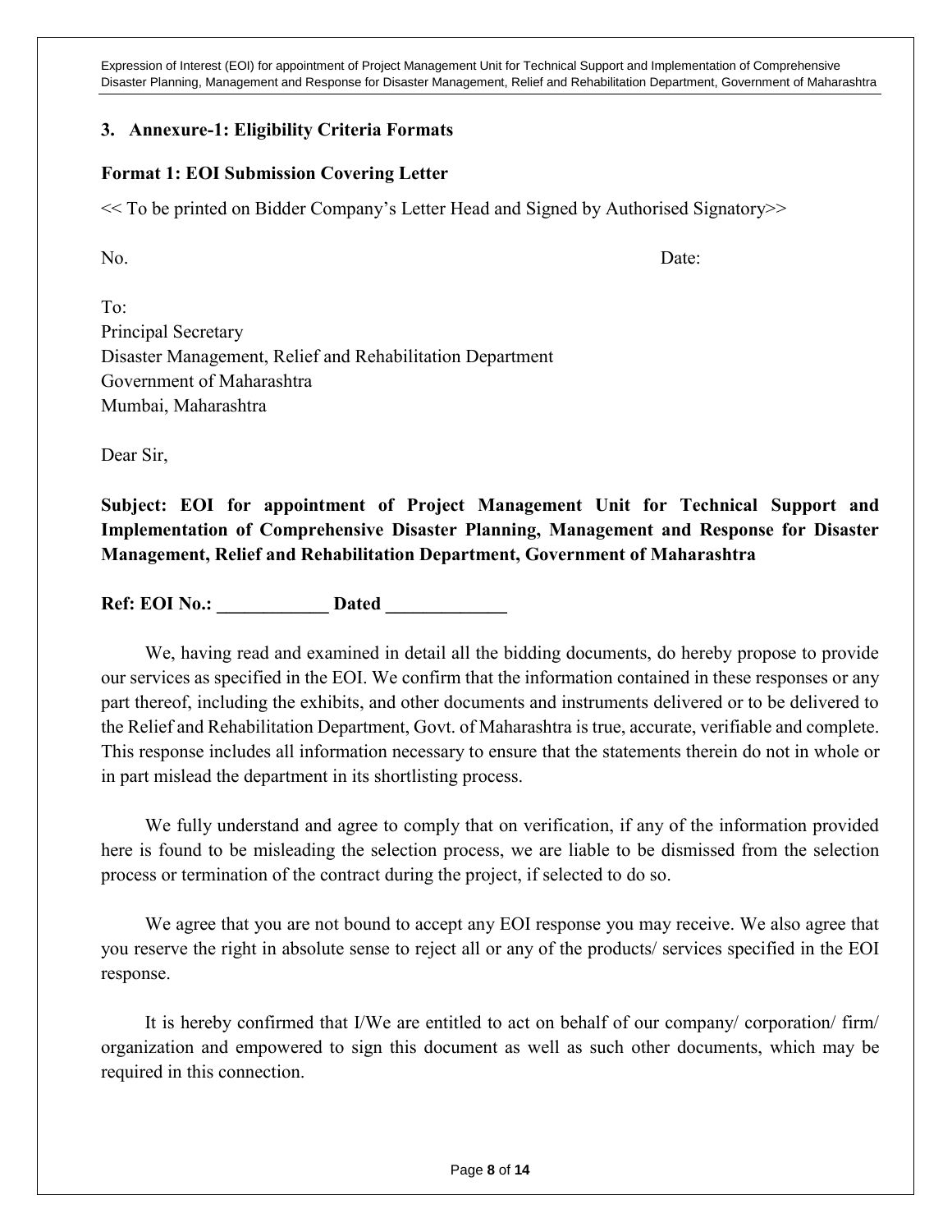## 3. Annexure-1: Eligibility Criteria Formats

### Format 1: EOI Submission Covering Letter

<< To be printed on Bidder Company's Letter Head and Signed by Authorised Signatory>>

No. Date:

To:
Principal Secretary
Disaster Management, Relief and Rehabilitation Department
Government of Maharashtra
Mumbai, Maharashtra

Dear Sir,

**Subject: EOI for appointment of Project Management Unit for Technical Support and Implementation of Comprehensive Disaster Planning, Management and Response for Disaster Management, Relief and Rehabilitation Department, Government of Maharashtra**

**Ref: EOI No.: ____________ Dated _____________**

We, having read and examined in detail all the bidding documents, do hereby propose to provide our services as specified in the EOI. We confirm that the information contained in these responses or any part thereof, including the exhibits, and other documents and instruments delivered or to be delivered to the Relief and Rehabilitation Department, Govt. of Maharashtra is true, accurate, verifiable and complete. This response includes all information necessary to ensure that the statements therein do not in whole or in part mislead the department in its shortlisting process.

We fully understand and agree to comply that on verification, if any of the information provided here is found to be misleading the selection process, we are liable to be dismissed from the selection process or termination of the contract during the project, if selected to do so.

We agree that you are not bound to accept any EOI response you may receive. We also agree that you reserve the right in absolute sense to reject all or any of the products/ services specified in the EOI response.

It is hereby confirmed that I/We are entitled to act on behalf of our company/ corporation/ firm/ organization and empowered to sign this document as well as such other documents, which may be required in this connection.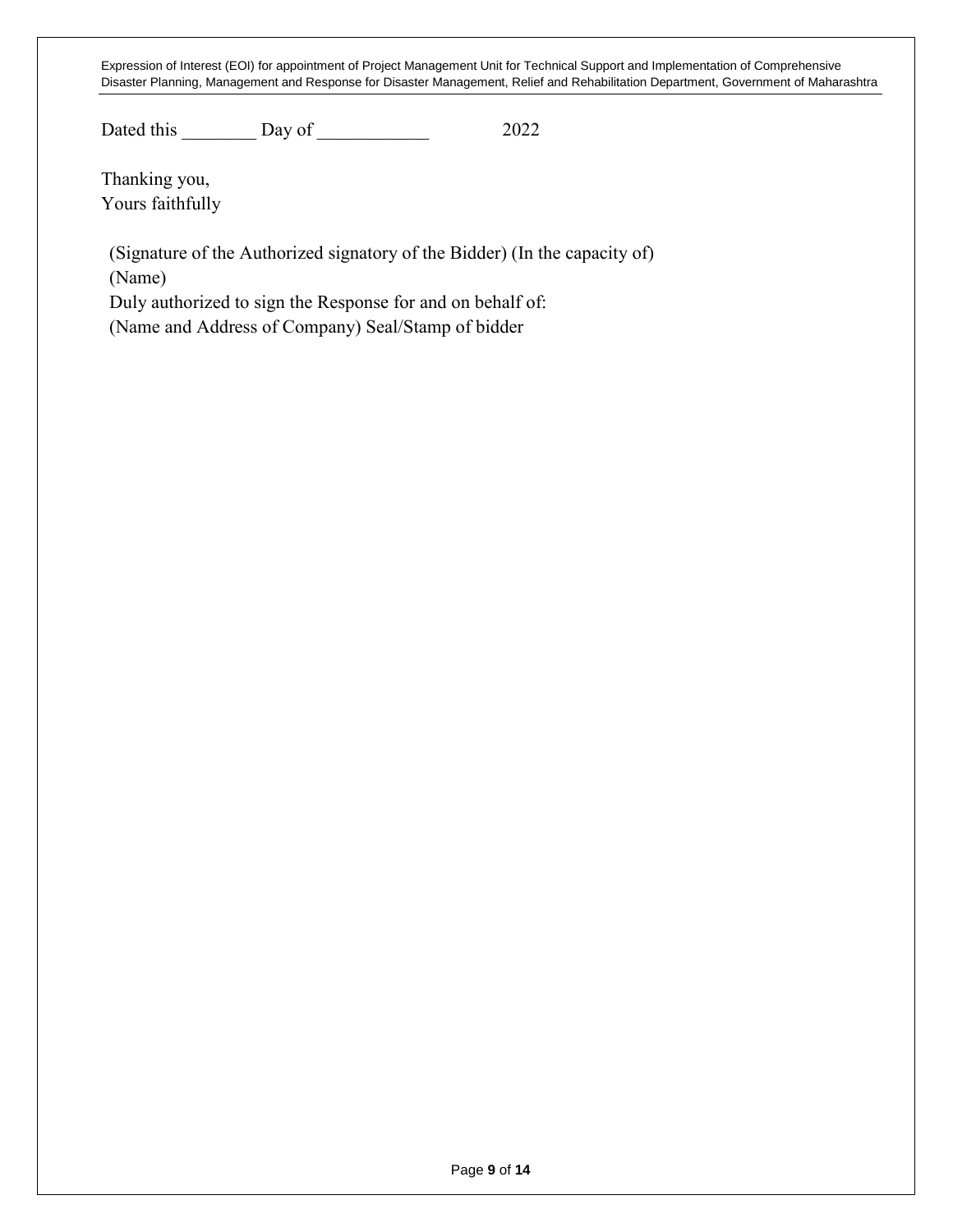Dated this ________ Day of ___________ 2022

Thanking you,
Yours faithfully

(Signature of the Authorized signatory of the Bidder) (In the capacity of)
(Name)
Duly authorized to sign the Response for and on behalf of:
(Name and Address of Company) Seal/Stamp of bidder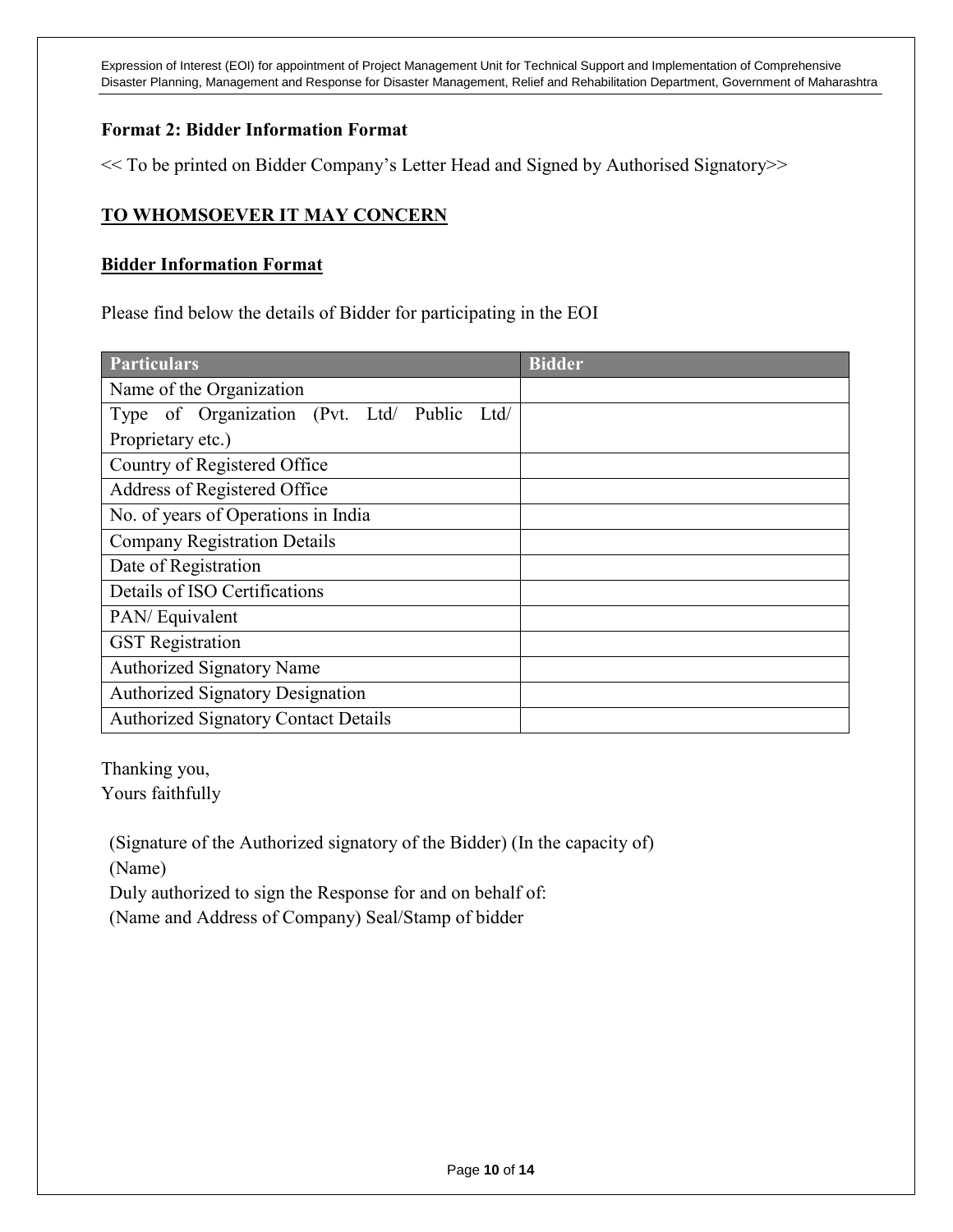## Format 2: Bidder Information Format

<< To be printed on Bidder Company's Letter Head and Signed by Authorised Signatory>>

**TO WHOMSOEVER IT MAY CONCERN**

**Bidder Information Format**

Please find below the details of Bidder for participating in the EOI

| Particulars | Bidder |
|---|---|
| Name of the Organization | |
| Type of Organization (Pvt. Ltd/ Public Ltd/ Proprietary etc.) | |
| Country of Registered Office | |
| Address of Registered Office | |
| No. of years of Operations in India | |
| Company Registration Details | |
| Date of Registration | |
| Details of ISO Certifications | |
| PAN/ Equivalent | |
| GST Registration | |
| Authorized Signatory Name | |
| Authorized Signatory Designation | |
| Authorized Signatory Contact Details | |

Thanking you,
Yours faithfully

(Signature of the Authorized signatory of the Bidder) (In the capacity of)
(Name)
Duly authorized to sign the Response for and on behalf of:
(Name and Address of Company) Seal/Stamp of bidder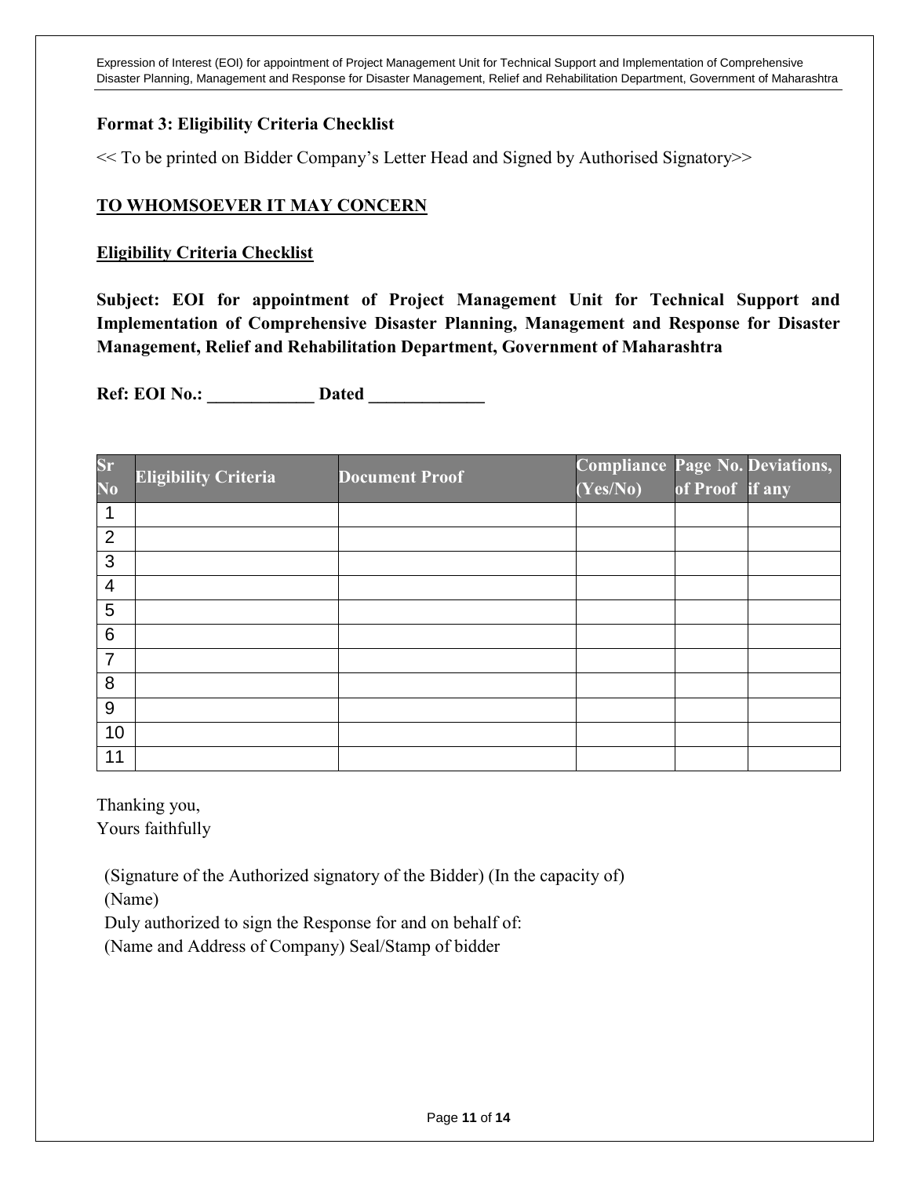**Format 3: Eligibility Criteria Checklist**

<< To be printed on Bidder Company's Letter Head and Signed by Authorised Signatory>>

**TO WHOMSOEVER IT MAY CONCERN**

**Eligibility Criteria Checklist**

**Subject: EOI for appointment of Project Management Unit for Technical Support and Implementation of Comprehensive Disaster Planning, Management and Response for Disaster Management, Relief and Rehabilitation Department, Government of Maharashtra**

**Ref: EOI No.: ____________ Dated _____________**

| Sr No | Eligibility Criteria | Document Proof | Compliance (Yes/No) | Page No. of Proof | Deviations, if any |
|---|---|---|---|---|---|
| 1 | | | | | |
| 2 | | | | | |
| 3 | | | | | |
| 4 | | | | | |
| 5 | | | | | |
| 6 | | | | | |
| 7 | | | | | |
| 8 | | | | | |
| 9 | | | | | |
| 10 | | | | | |
| 11 | | | | | |

Thanking you,
Yours faithfully

(Signature of the Authorized signatory of the Bidder) (In the capacity of)
(Name)
Duly authorized to sign the Response for and on behalf of:
(Name and Address of Company) Seal/Stamp of bidder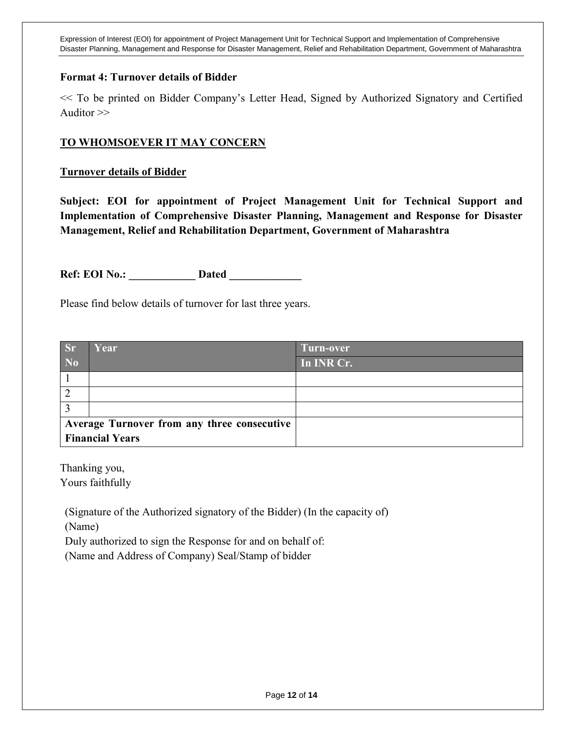### Format 4: Turnover details of Bidder

<< To be printed on Bidder Company's Letter Head, Signed by Authorized Signatory and Certified Auditor >>

**TO WHOMSOEVER IT MAY CONCERN**

**Turnover details of Bidder**

**Subject: EOI for appointment of Project Management Unit for Technical Support and Implementation of Comprehensive Disaster Planning, Management and Response for Disaster Management, Relief and Rehabilitation Department, Government of Maharashtra**

**Ref: EOI No.: ____________ Dated _____________**

Please find below details of turnover for last three years.

| Sr No | Year | Turn-over In INR Cr. |
|---|---|---|
| 1 | | |
| 2 | | |
| 3 | | |
| **Average Turnover from any three consecutive Financial Years** | | |

Thanking you,
Yours faithfully

(Signature of the Authorized signatory of the Bidder) (In the capacity of)
(Name)
Duly authorized to sign the Response for and on behalf of:
(Name and Address of Company) Seal/Stamp of bidder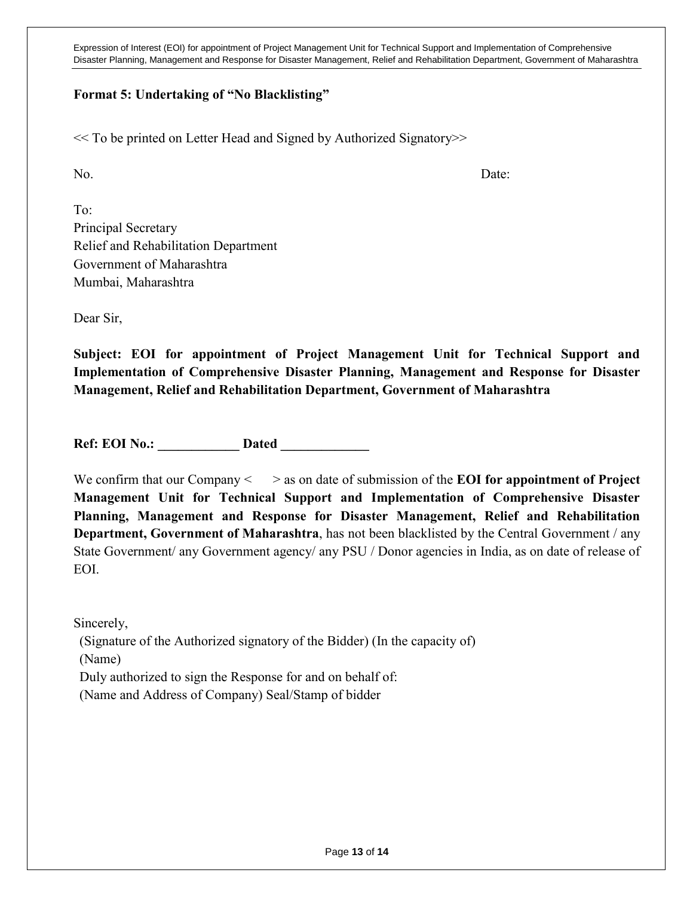### Format 5: Undertaking of "No Blacklisting"

<< To be printed on Letter Head and Signed by Authorized Signatory>>

No. Date:

To:
Principal Secretary
Relief and Rehabilitation Department
Government of Maharashtra
Mumbai, Maharashtra

Dear Sir,

**Subject: EOI for appointment of Project Management Unit for Technical Support and Implementation of Comprehensive Disaster Planning, Management and Response for Disaster Management, Relief and Rehabilitation Department, Government of Maharashtra**

**Ref: EOI No.: ____________ Dated _____________**

We confirm that our Company < > as on date of submission of the **EOI for appointment of Project Management Unit for Technical Support and Implementation of Comprehensive Disaster Planning, Management and Response for Disaster Management, Relief and Rehabilitation Department, Government of Maharashtra**, has not been blacklisted by the Central Government / any State Government/ any Government agency/ any PSU / Donor agencies in India, as on date of release of EOI.

Sincerely,
(Signature of the Authorized signatory of the Bidder) (In the capacity of)
(Name)
Duly authorized to sign the Response for and on behalf of:
(Name and Address of Company) Seal/Stamp of bidder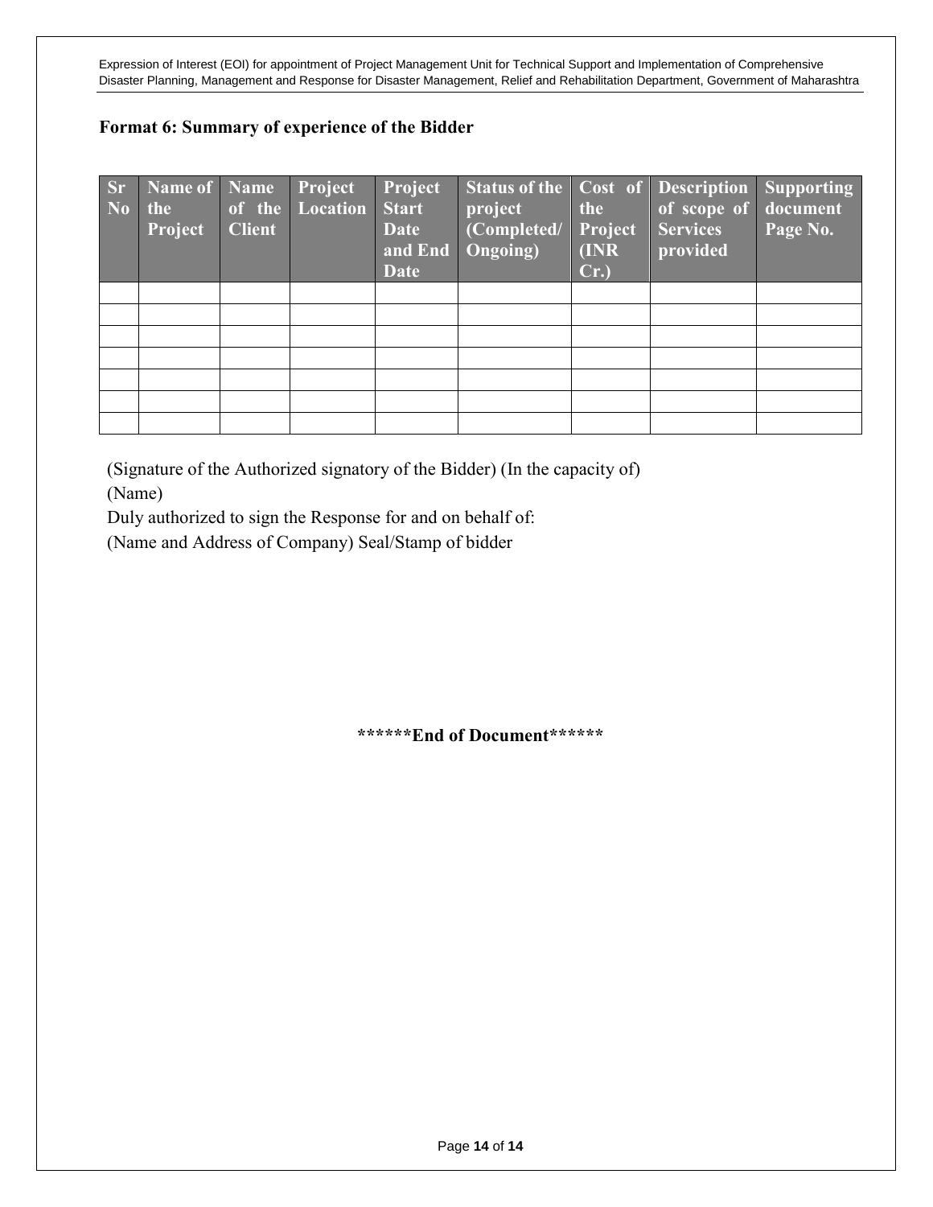### Format 6: Summary of experience of the Bidder

| Sr No | Name of the Project | Name of the Client | Project Location | Project Start Date and End Date | Status of the project (Completed/ Ongoing) | Cost of the Project (INR Cr.) | Description of scope of Services provided | Supporting document Page No. |
|---|---|---|---|---|---|---|---|---|
| | | | | | | | | |
| | | | | | | | | |
| | | | | | | | | |
| | | | | | | | | |
| | | | | | | | | |
| | | | | | | | | |
| | | | | | | | | |

(Signature of the Authorized signatory of the Bidder) (In the capacity of)
(Name)
Duly authorized to sign the Response for and on behalf of:
(Name and Address of Company) Seal/Stamp of bidder

**\*\*\*\*\*\*End of Document\*\*\*\*\*\***